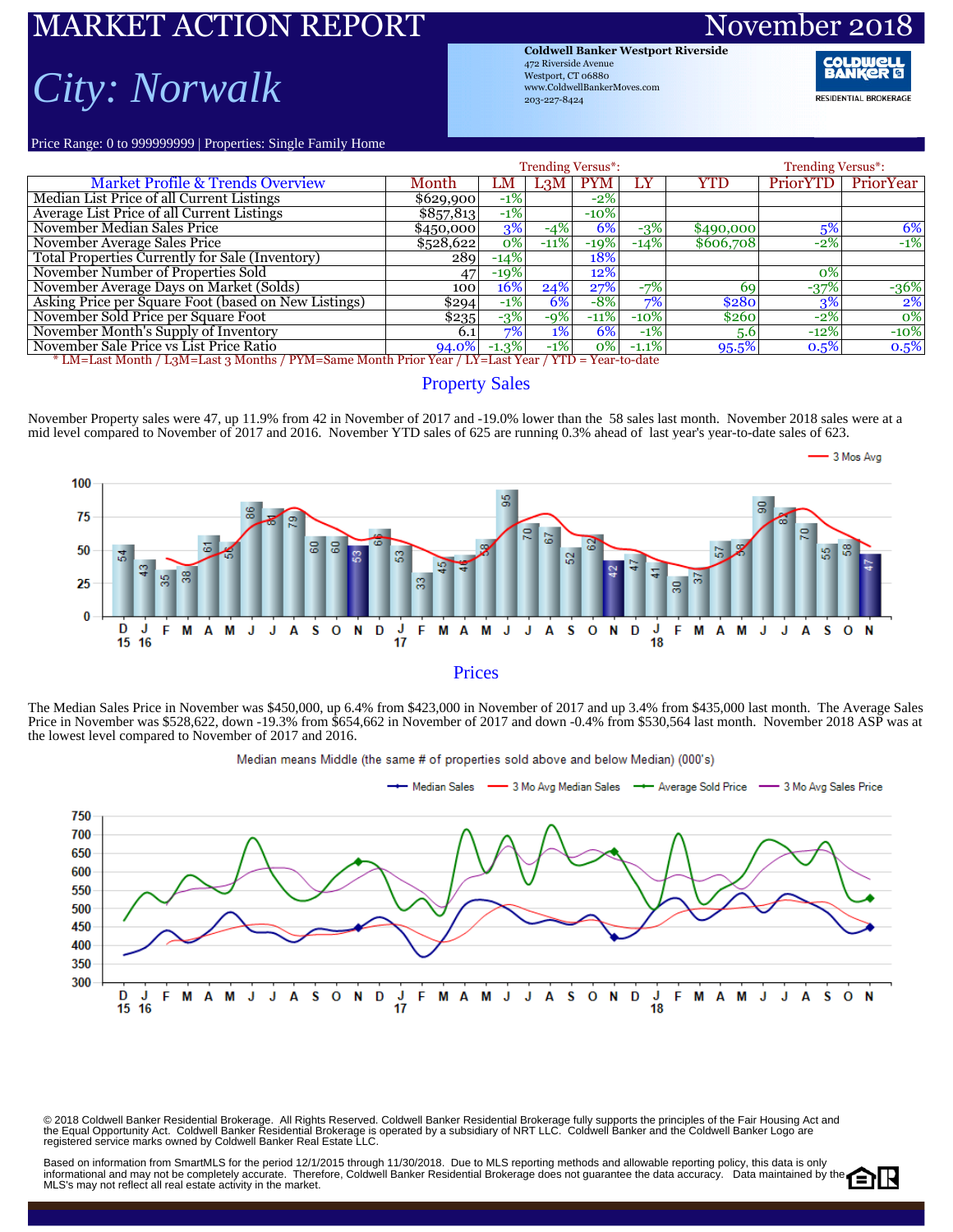# MARKET ACTION REPORT

# November 2018

## City: Norwalk

**Coldwell Banker Westport Riverside**
472 Riverside Avenue
Westport, CT 06880
www.ColdwellBankerMoves.com
203-227-8424

Price Range: 0 to 999999999 | Properties: Single Family Home

| Market Profile & Trends Overview | Month | LM | L3M | PYM | LY | YTD | PriorYTD | PriorYear |
|---|---|---|---|---|---|---|---|---|
| | | Trending Versus*: | | | | | Trending Versus*: | |
| Median List Price of all Current Listings | $629,900 | -1% | | -2% | | | | |
| Average List Price of all Current Listings | $857,813 | -1% | | -10% | | | | |
| November Median Sales Price | $450,000 | 3% | -4% | 6% | -3% | $490,000 | 5% | 6% |
| November Average Sales Price | $528,622 | 0% | -11% | -19% | -14% | $606,708 | -2% | -1% |
| Total Properties Currently for Sale (Inventory) | 289 | -14% | | 18% | | | | |
| November Number of Properties Sold | 47 | -19% | | 12% | | | 0% | |
| November Average Days on Market (Solds) | 100 | 16% | 24% | 27% | -7% | 69 | -37% | -36% |
| Asking Price per Square Foot (based on New Listings) | $294 | -1% | 6% | -8% | 7% | $280 | 3% | 2% |
| November Sold Price per Square Foot | $235 | -3% | -9% | -11% | -10% | $260 | -2% | 0% |
| November Month's Supply of Inventory | 6.1 | 7% | 1% | 6% | -1% | 5.6 | -12% | -10% |
| November Sale Price vs List Price Ratio | 94.0% | -1.3% | -1% | 0% | -1.1% | 95.5% | 0.5% | 0.5% |

* LM=Last Month / L3M=Last 3 Months / PYM=Same Month Prior Year / LY=Last Year / YTD = Year-to-date

## Property Sales

November Property sales were 47, up 11.9% from 42 in November of 2017 and -19.0% lower than the 58 sales last month. November 2018 sales were at a mid level compared to November of 2017 and 2016. November YTD sales of 625 are running 0.3% ahead of last year's year-to-date sales of 623.

## Prices

The Median Sales Price in November was $450,000, up 6.4% from $423,000 in November of 2017 and up 3.4% from $435,000 last month. The Average Sales Price in November was $528,622, down -19.3% from $654,662 in November of 2017 and down -0.4% from $530,564 last month. November 2018 ASP was at the lowest level compared to November of 2017 and 2016.

© 2018 Coldwell Banker Residential Brokerage. All Rights Reserved. Coldwell Banker Residential Brokerage fully supports the principles of the Fair Housing Act and the Equal Opportunity Act. Coldwell Banker Residential Brokerage is operated by a subsidiary of NRT LLC. Coldwell Banker and the Coldwell Banker Logo are registered service marks owned by Coldwell Banker Real Estate LLC.

Based on information from SmartMLS for the period 12/1/2015 through 11/30/2018. Due to MLS reporting methods and allowable reporting policy, this data is only informational and may not be completely accurate. Therefore, Coldwell Banker Residential Brokerage does not guarantee the data accuracy. Data maintained by the MLS's may not reflect all real estate activity in the market.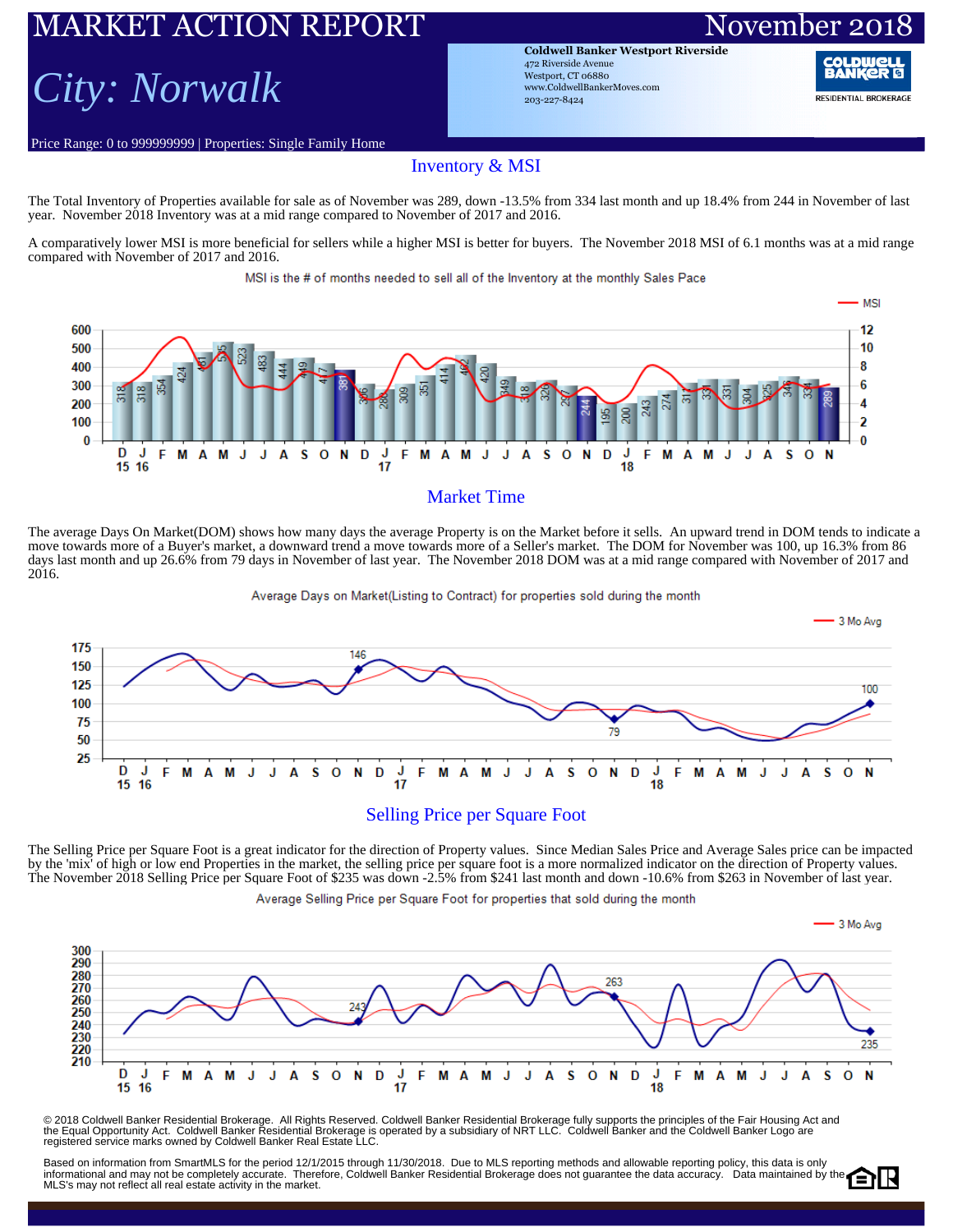# MARKET ACTION REPORT

# November 2018

## *City: Norwalk*

**Coldwell Banker Westport Riverside**
472 Riverside Avenue
Westport, CT 06880
www.ColdwellBankerMoves.com
203-227-8424

Price Range: 0 to 999999999 | Properties: Single Family Home

## Inventory & MSI

The Total Inventory of Properties available for sale as of November was 289, down -13.5% from 334 last month and up 18.4% from 244 in November of last year. November 2018 Inventory was at a mid range compared to November of 2017 and 2016.

A comparatively lower MSI is more beneficial for sellers while a higher MSI is better for buyers. The November 2018 MSI of 6.1 months was at a mid range compared with November of 2017 and 2016.

MSI is the # of months needed to sell all of the Inventory at the monthly Sales Pace

## Market Time

The average Days On Market(DOM) shows how many days the average Property is on the Market before it sells. An upward trend in DOM tends to indicate a move towards more of a Buyer's market, a downward trend a move towards more of a Seller's market. The DOM for November was 100, up 16.3% from 86 days last month and up 26.6% from 79 days in November of last year. The November 2018 DOM was at a mid range compared with November of 2017 and 2016.

Average Days on Market(Listing to Contract) for properties sold during the month

## Selling Price per Square Foot

The Selling Price per Square Foot is a great indicator for the direction of Property values. Since Median Sales Price and Average Sales price can be impacted by the 'mix' of high or low end Properties in the market, the selling price per square foot is a more normalized indicator on the direction of Property values. The November 2018 Selling Price per Square Foot of $235 was down -2.5% from $241 last month and down -10.6% from $263 in November of last year.

Average Selling Price per Square Foot for properties that sold during the month

© 2018 Coldwell Banker Residential Brokerage. All Rights Reserved. Coldwell Banker Residential Brokerage fully supports the principles of the Fair Housing Act and the Equal Opportunity Act. Coldwell Banker Residential Brokerage is operated by a subsidiary of NRT LLC. Coldwell Banker and the Coldwell Banker Logo are registered service marks owned by Coldwell Banker Real Estate LLC.

Based on information from SmartMLS for the period 12/1/2015 through 11/30/2018. Due to MLS reporting methods and allowable reporting policy, this data is only informational and may not be completely accurate. Therefore, Coldwell Banker Residential Brokerage does not guarantee the data accuracy. Data maintained by the MLS's may not reflect all real estate activity in the market.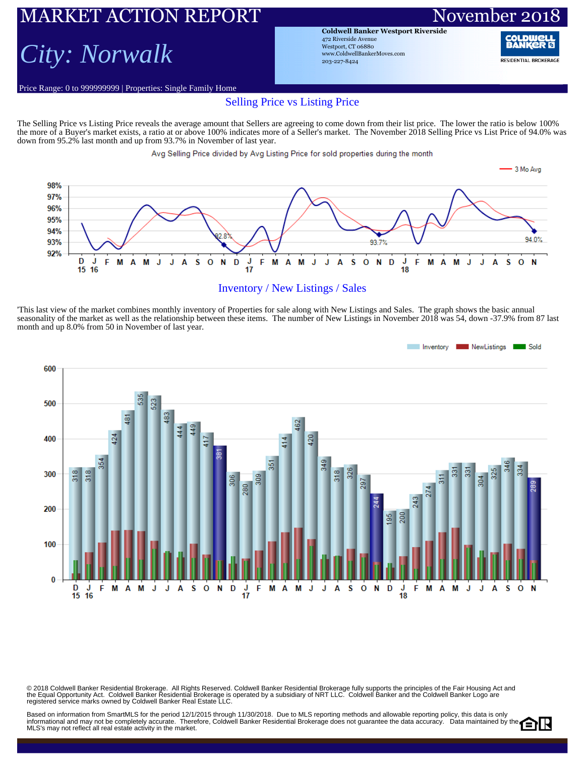# MARKET ACTION REPORT

# November 2018

## *City: Norwalk*

**Coldwell Banker Westport Riverside**
472 Riverside Avenue
Westport, CT 06880
www.ColdwellBankerMoves.com
203-227-8424

Price Range: 0 to 999999999 | Properties: Single Family Home

## Selling Price vs Listing Price

The Selling Price vs Listing Price reveals the average amount that Sellers are agreeing to come down from their list price. The lower the ratio is below 100% the more of a Buyer's market exists, a ratio at or above 100% indicates more of a Seller's market. The November 2018 Selling Price vs List Price of 94.0% was down from 95.2% last month and up from 93.7% in November of last year.

Avg Selling Price divided by Avg Listing Price for sold properties during the month

## Inventory / New Listings / Sales

'This last view of the market combines monthly inventory of Properties for sale along with New Listings and Sales. The graph shows the basic annual seasonality of the market as well as the relationship between these items. The number of New Listings in November 2018 was 54, down -37.9% from 87 last month and up 8.0% from 50 in November of last year.

| Month | D 15 | J 16 | F | M | A | M | J | J | A | S | O | N | D | J 17 | F | M | A | M | J | J | A | S | O | N | D | J 18 | F | M | A | M | J | J | A | S | O | N |
|---|---|---|---|---|---|---|---|---|---|---|---|---|---|---|---|---|---|---|---|---|---|---|---|---|---|---|---|---|---|---|---|---|---|---|---|---|
| Inventory | 318 | 318 | 354 | 424 | 481 | 535 | 523 | 483 | 444 | 449 | 417 | 381 | 306 | 280 | 309 | 351 | 414 | 462 | 420 | 349 | 318 | 326 | 297 | 244 | 195 | 200 | 243 | 274 | 311 | 331 | 331 | 304 | 325 | 346 | 334 | 289 |

© 2018 Coldwell Banker Residential Brokerage. All Rights Reserved. Coldwell Banker Residential Brokerage fully supports the principles of the Fair Housing Act and the Equal Opportunity Act. Coldwell Banker Residential Brokerage is operated by a subsidiary of NRT LLC. Coldwell Banker and the Coldwell Banker Logo are registered service marks owned by Coldwell Banker Real Estate LLC.

Based on information from SmartMLS for the period 12/1/2015 through 11/30/2018. Due to MLS reporting methods and allowable reporting policy, this data is only informational and may not be completely accurate. Therefore, Coldwell Banker Residential Brokerage does not guarantee the data accuracy. Data maintained by the MLS's may not reflect all real estate activity in the market.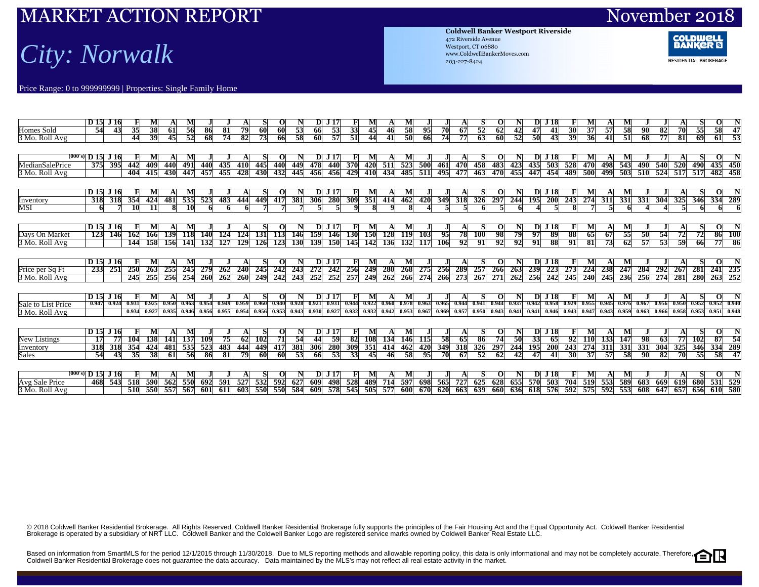# MARKET ACTION REPORT

November 2018

# *City: Norwalk*

**Coldwell Banker Westport Riverside**
472 Riverside Avenue
Westport, CT 06880
www.ColdwellBankerMoves.com
203-227-8424

Price Range: 0 to 999999999 | Properties: Single Family Home

| | D 15 | J 16 | F | M | A | M | J | J | A | S | O | N | D | J 17 | F | M | A | M | J | J | A | S | O | N | D | J 18 | F | M | A | M | J | J | A | S | O | N |
|---|---|---|---|---|---|---|---|---|---|---|---|---|---|---|---|---|---|---|---|---|---|---|---|---|---|---|---|---|---|---|---|---|---|---|---|---|
| Homes Sold | 54 | 43 | 35 | 38 | 61 | 56 | 86 | 81 | 79 | 60 | 60 | 53 | 66 | 53 | 33 | 45 | 46 | 58 | 95 | 70 | 67 | 52 | 62 | 42 | 47 | 41 | 30 | 37 | 57 | 58 | 90 | 82 | 70 | 55 | 58 | 47 |
| 3 Mo. Roll Avg | | | 44 | 39 | 45 | 52 | 68 | 74 | 82 | 73 | 66 | 58 | 60 | 57 | 51 | 44 | 41 | 50 | 66 | 74 | 77 | 63 | 60 | 52 | 50 | 43 | 39 | 36 | 41 | 51 | 68 | 77 | 81 | 69 | 61 | 53 |

| (000's) | D 15 | J 16 | F | M | A | M | J | J | A | S | O | N | D | J 17 | F | M | A | M | J | J | A | S | O | N | D | J 18 | F | M | A | M | J | J | A | S | O | N |
|---|---|---|---|---|---|---|---|---|---|---|---|---|---|---|---|---|---|---|---|---|---|---|---|---|---|---|---|---|---|---|---|---|---|---|---|---|
| MedianSalePrice | 375 | 395 | 442 | 409 | 440 | 491 | 440 | 435 | 410 | 445 | 440 | 449 | 478 | 440 | 370 | 420 | 511 | 523 | 500 | 461 | 470 | 458 | 483 | 423 | 435 | 503 | 528 | 470 | 498 | 543 | 490 | 540 | 520 | 490 | 435 | 450 |
| 3 Mo. Roll Avg | | | 404 | 415 | 430 | 447 | 457 | 455 | 428 | 430 | 432 | 445 | 456 | 456 | 429 | 410 | 434 | 485 | 511 | 495 | 477 | 463 | 470 | 455 | 447 | 454 | 489 | 500 | 499 | 503 | 510 | 524 | 517 | 517 | 482 | 458 |

| | D 15 | J 16 | F | M | A | M | J | J | A | S | O | N | D | J 17 | F | M | A | M | J | J | A | S | O | N | D | J 18 | F | M | A | M | J | J | A | S | O | N |
|---|---|---|---|---|---|---|---|---|---|---|---|---|---|---|---|---|---|---|---|---|---|---|---|---|---|---|---|---|---|---|---|---|---|---|---|---|
| Inventory | 318 | 318 | 354 | 424 | 481 | 535 | 523 | 483 | 444 | 449 | 417 | 381 | 306 | 280 | 309 | 351 | 414 | 462 | 420 | 349 | 318 | 326 | 297 | 244 | 195 | 200 | 243 | 274 | 311 | 331 | 331 | 304 | 325 | 346 | 334 | 289 |
| MSI | 6 | 7 | 10 | 11 | 8 | 10 | 6 | 6 | 6 | 7 | 7 | 7 | 5 | 5 | 9 | 8 | 9 | 8 | 4 | 5 | 5 | 6 | 5 | 6 | 4 | 5 | 8 | 7 | 5 | 6 | 4 | 4 | 5 | 6 | 6 | 6 |

| | D 15 | J 16 | F | M | A | M | J | J | A | S | O | N | D | J 17 | F | M | A | M | J | J | A | S | O | N | D | J 18 | F | M | A | M | J | J | A | S | O | N |
|---|---|---|---|---|---|---|---|---|---|---|---|---|---|---|---|---|---|---|---|---|---|---|---|---|---|---|---|---|---|---|---|---|---|---|---|---|
| Days On Market | 123 | 146 | 162 | 166 | 139 | 118 | 140 | 124 | 124 | 131 | 113 | 146 | 159 | 146 | 130 | 150 | 128 | 119 | 103 | 95 | 78 | 100 | 98 | 79 | 97 | 89 | 88 | 65 | 67 | 55 | 50 | 54 | 72 | 72 | 86 | 100 |
| 3 Mo. Roll Avg | | | 144 | 158 | 156 | 141 | 132 | 127 | 129 | 126 | 123 | 130 | 139 | 150 | 145 | 142 | 136 | 132 | 117 | 106 | 92 | 91 | 92 | 92 | 91 | 88 | 91 | 81 | 73 | 62 | 57 | 53 | 59 | 66 | 77 | 86 |

| | D 15 | J 16 | F | M | A | M | J | J | A | S | O | N | D | J 17 | F | M | A | M | J | J | A | S | O | N | D | J 18 | F | M | A | M | J | J | A | S | O | N |
|---|---|---|---|---|---|---|---|---|---|---|---|---|---|---|---|---|---|---|---|---|---|---|---|---|---|---|---|---|---|---|---|---|---|---|---|---|
| Price per Sq Ft | 233 | 251 | 250 | 263 | 255 | 245 | 279 | 262 | 240 | 245 | 242 | 243 | 272 | 242 | 256 | 249 | 280 | 268 | 275 | 256 | 289 | 257 | 266 | 263 | 239 | 223 | 273 | 224 | 238 | 247 | 284 | 292 | 267 | 281 | 241 | 235 |
| 3 Mo. Roll Avg | | | 245 | 255 | 256 | 254 | 260 | 262 | 260 | 249 | 242 | 243 | 252 | 252 | 257 | 249 | 262 | 266 | 274 | 266 | 273 | 267 | 271 | 262 | 256 | 242 | 245 | 240 | 245 | 236 | 256 | 274 | 281 | 280 | 263 | 252 |

| | D 15 | J 16 | F | M | A | M | J | J | A | S | O | N | D | J 17 | F | M | A | M | J | J | A | S | O | N | D | J 18 | F | M | A | M | J | J | A | S | O | N |
|---|---|---|---|---|---|---|---|---|---|---|---|---|---|---|---|---|---|---|---|---|---|---|---|---|---|---|---|---|---|---|---|---|---|---|---|---|
| Sale to List Price | 0.947 | 0.924 | 0.931 | 0.925 | 0.950 | 0.963 | 0.954 | 0.949 | 0.959 | 0.960 | 0.940 | 0.928 | 0.921 | 0.931 | 0.944 | 0.922 | 0.960 | 0.978 | 0.963 | 0.965 | 0.944 | 0.941 | 0.944 | 0.937 | 0.942 | 0.958 | 0.929 | 0.955 | 0.945 | 0.976 | 0.967 | 0.956 | 0.950 | 0.952 | 0.952 | 0.940 |
| 3 Mo. Roll Avg | | | 0.934 | 0.927 | 0.935 | 0.946 | 0.956 | 0.955 | 0.954 | 0.956 | 0.953 | 0.943 | 0.930 | 0.927 | 0.932 | 0.932 | 0.942 | 0.953 | 0.967 | 0.969 | 0.957 | 0.950 | 0.943 | 0.941 | 0.941 | 0.946 | 0.943 | 0.947 | 0.943 | 0.959 | 0.963 | 0.966 | 0.958 | 0.953 | 0.951 | 0.948 |

| | D 15 | J 16 | F | M | A | M | J | J | A | S | O | N | D | J 17 | F | M | A | M | J | J | A | S | O | N | D | J 18 | F | M | A | M | J | J | A | S | O | N |
|---|---|---|---|---|---|---|---|---|---|---|---|---|---|---|---|---|---|---|---|---|---|---|---|---|---|---|---|---|---|---|---|---|---|---|---|---|
| New Listings | 17 | 77 | 104 | 138 | 141 | 137 | 109 | 75 | 62 | 102 | 71 | 54 | 44 | 59 | 82 | 108 | 134 | 146 | 115 | 58 | 65 | 86 | 74 | 50 | 33 | 65 | 92 | 110 | 133 | 147 | 98 | 63 | 77 | 102 | 87 | 54 |
| Inventory | 318 | 318 | 354 | 424 | 481 | 535 | 523 | 483 | 444 | 449 | 417 | 381 | 306 | 280 | 309 | 351 | 414 | 462 | 420 | 349 | 318 | 326 | 297 | 244 | 195 | 200 | 243 | 274 | 311 | 331 | 331 | 304 | 325 | 346 | 334 | 289 |
| Sales | 54 | 43 | 35 | 38 | 61 | 56 | 86 | 81 | 79 | 60 | 60 | 53 | 66 | 53 | 33 | 45 | 46 | 58 | 95 | 70 | 67 | 52 | 62 | 42 | 47 | 41 | 30 | 37 | 57 | 58 | 90 | 82 | 70 | 55 | 58 | 47 |

| (000's) | D 15 | J 16 | F | M | A | M | J | J | A | S | O | N | D | J 17 | F | M | A | M | J | J | A | S | O | N | D | J 18 | F | M | A | M | J | J | A | S | O | N |
|---|---|---|---|---|---|---|---|---|---|---|---|---|---|---|---|---|---|---|---|---|---|---|---|---|---|---|---|---|---|---|---|---|---|---|---|---|
| Avg Sale Price | 468 | 543 | 518 | 590 | 562 | 550 | 692 | 591 | 527 | 532 | 592 | 627 | 609 | 498 | 528 | 489 | 714 | 597 | 698 | 565 | 727 | 625 | 628 | 655 | 570 | 503 | 704 | 519 | 553 | 589 | 683 | 669 | 619 | 680 | 531 | 529 |
| 3 Mo. Roll Avg | | | 510 | 550 | 557 | 567 | 601 | 611 | 603 | 550 | 550 | 584 | 609 | 578 | 545 | 505 | 577 | 600 | 670 | 620 | 663 | 639 | 660 | 636 | 618 | 576 | 592 | 575 | 592 | 553 | 608 | 647 | 657 | 656 | 610 | 580 |

© 2018 Coldwell Banker Residential Brokerage. All Rights Reserved. Coldwell Banker Residential Brokerage fully supports the principles of the Fair Housing Act and the Equal Opportunity Act. Coldwell Banker Residential Brokerage is operated by a subsidiary of NRT LLC. Coldwell Banker and the Coldwell Banker Logo are registered service marks owned by Coldwell Banker Real Estate LLC.

Based on information from SmartMLS for the period 12/1/2015 through 11/30/2018. Due to MLS reporting methods and allowable reporting policy, this data is only informational and may not be completely accurate. Therefore, Coldwell Banker Residential Brokerage does not guarantee the data accuracy. Data maintained by the MLS's may not reflect all real estate activity in the market.